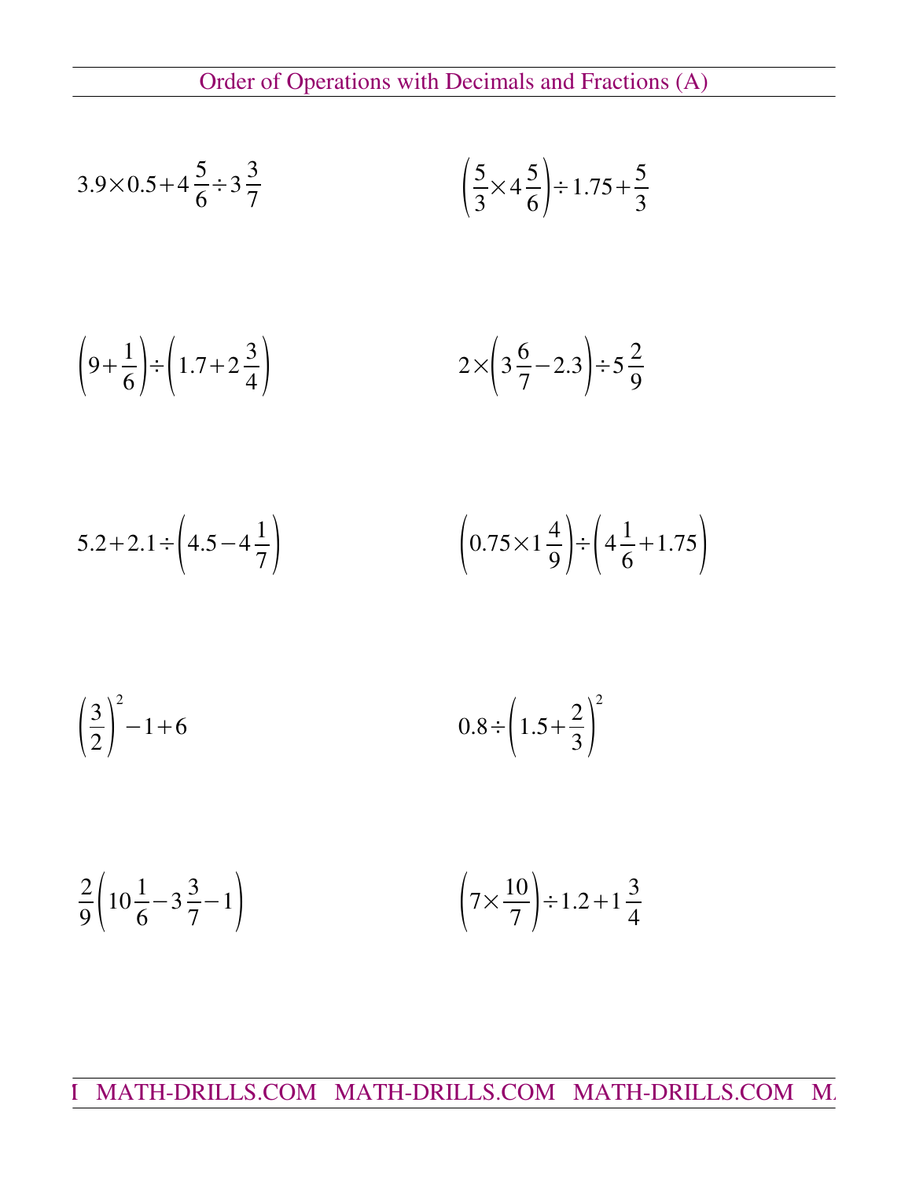# Order of Operations with Decimals and Fractions (A)

$$3.9 \times 0.5 + 4\frac{5}{6} \div 3\frac{3}{7}$$

$$\left(\frac{5}{3} \times 4\frac{5}{6}\right) \div 1.75 + \frac{5}{3}$$

$$\left(9 + \frac{1}{6}\right) \div \left(1.7 + 2\frac{3}{4}\right)$$

$$2 \times \left(3\frac{6}{7} - 2.3\right) \div 5\frac{2}{9}$$

$$5.2 + 2.1 \div \left(4.5 - 4\frac{1}{7}\right)$$

$$\left(0.75 \times 1\frac{4}{9}\right) \div \left(4\frac{1}{6} + 1.75\right)$$

$$\left(\frac{3}{2}\right)^2 - 1 + 6$$

$$0.8 \div \left(1.5 + \frac{2}{3}\right)^2$$

$$\frac{2}{9}\left(10\frac{1}{6} - 3\frac{3}{7} - 1\right)$$

$$\left(7 \times \frac{10}{7}\right) \div 1.2 + 1\frac{3}{4}$$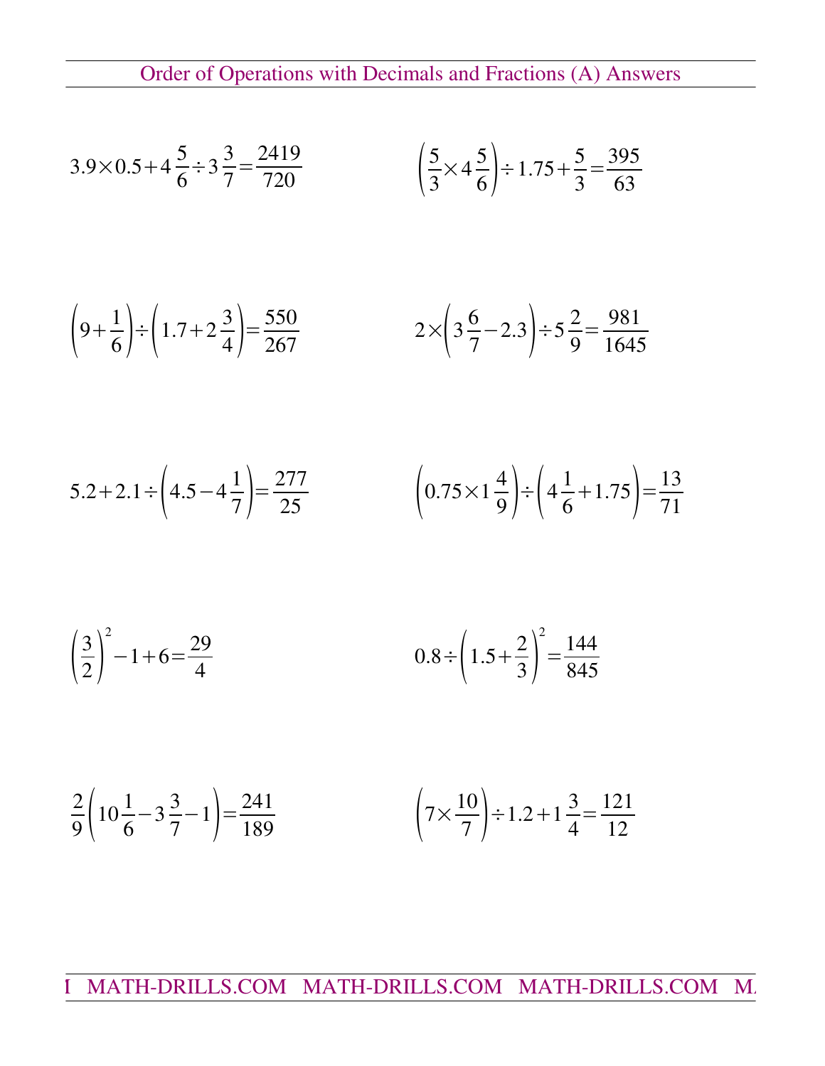# Order of Operations with Decimals and Fractions (A) Answers

$$3.9 \times 0.5 + 4\frac{5}{6} \div 3\frac{3}{7} = \frac{2419}{720}$$

$$\left(\frac{5}{3} \times 4\frac{5}{6}\right) \div 1.75 + \frac{5}{3} = \frac{395}{63}$$

$$\left(9 + \frac{1}{6}\right) \div \left(1.7 + 2\frac{3}{4}\right) = \frac{550}{267}$$

$$2 \times \left(3\frac{6}{7} - 2.3\right) \div 5\frac{2}{9} = \frac{981}{1645}$$

$$5.2 + 2.1 \div \left(4.5 - 4\frac{1}{7}\right) = \frac{277}{25}$$

$$\left(0.75 \times 1\frac{4}{9}\right) \div \left(4\frac{1}{6} + 1.75\right) = \frac{13}{71}$$

$$\left(\frac{3}{2}\right)^2 - 1 + 6 = \frac{29}{4}$$

$$0.8 \div \left(1.5 + \frac{2}{3}\right)^2 = \frac{144}{845}$$

$$\frac{2}{9}\left(10\frac{1}{6} - 3\frac{3}{7} - 1\right) = \frac{241}{189}$$

$$\left(7 \times \frac{10}{7}\right) \div 1.2 + 1\frac{3}{4} = \frac{121}{12}$$